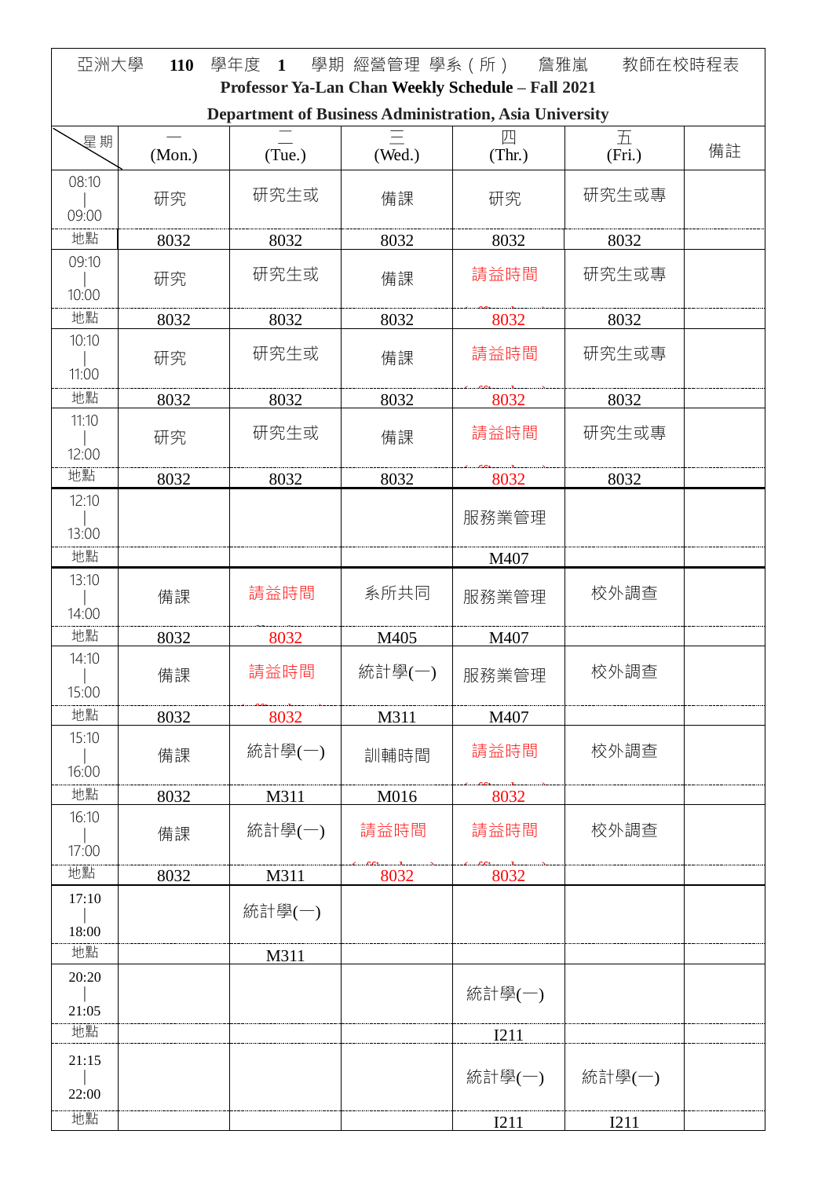亞洲大學 **110** 學年度 **1** 學期 經營管理 學系（所） 詹雅嵐 教師在校時程表

**Professor Ya-Lan Chan Weekly Schedule – Fall 2021**

**Department of Business Administration, Asia University**

| 星期 | 一 (Mon.) | 二 (Tue.) | 三 (Wed.) | 四 (Thr.) | 五 (Fri.) | 備註 |
|---|---|---|---|---|---|---|
| 08:10｜09:00 | 研究 | 研究生或 | 備課 | 研究 | 研究生或專 | |
| 地點 | 8032 | 8032 | 8032 | 8032 | 8032 | |
| 09:10｜10:00 | 研究 | 研究生或 | 備課 | 請益時間 | 研究生或專 | |
| 地點 | 8032 | 8032 | 8032 | 8032 | 8032 | |
| 10:10｜11:00 | 研究 | 研究生或 | 備課 | 請益時間 | 研究生或專 | |
| 地點 | 8032 | 8032 | 8032 | 8032 | 8032 | |
| 11:10｜12:00 | 研究 | 研究生或 | 備課 | 請益時間 | 研究生或專 | |
| 地點 | 8032 | 8032 | 8032 | 8032 | 8032 | |
| 12:10｜13:00 | | | | 服務業管理 | | |
| 地點 | | | | M407 | | |
| 13:10｜14:00 | 備課 | 請益時間 | 系所共同 | 服務業管理 | 校外調查 | |
| 地點 | 8032 | 8032 | M405 | M407 | | |
| 14:10｜15:00 | 備課 | 請益時間 | 統計學(一) | 服務業管理 | 校外調查 | |
| 地點 | 8032 | 8032 | M311 | M407 | | |
| 15:10｜16:00 | 備課 | 統計學(一) | 訓輔時間 | 請益時間 | 校外調查 | |
| 地點 | 8032 | M311 | M016 | 8032 | | |
| 16:10｜17:00 | 備課 | 統計學(一) | 請益時間 | 請益時間 | 校外調查 | |
| 地點 | 8032 | M311 | 8032 | 8032 | | |
| 17:10｜18:00 | | 統計學(一) | | | | |
| 地點 | | M311 | | | | |
| 20:20｜21:05 | | | | 統計學(一) | | |
| 地點 | | | | I211 | | |
| 21:15｜22:00 | | | | 統計學(一) | 統計學(一) | |
| 地點 | | | | I211 | I211 | |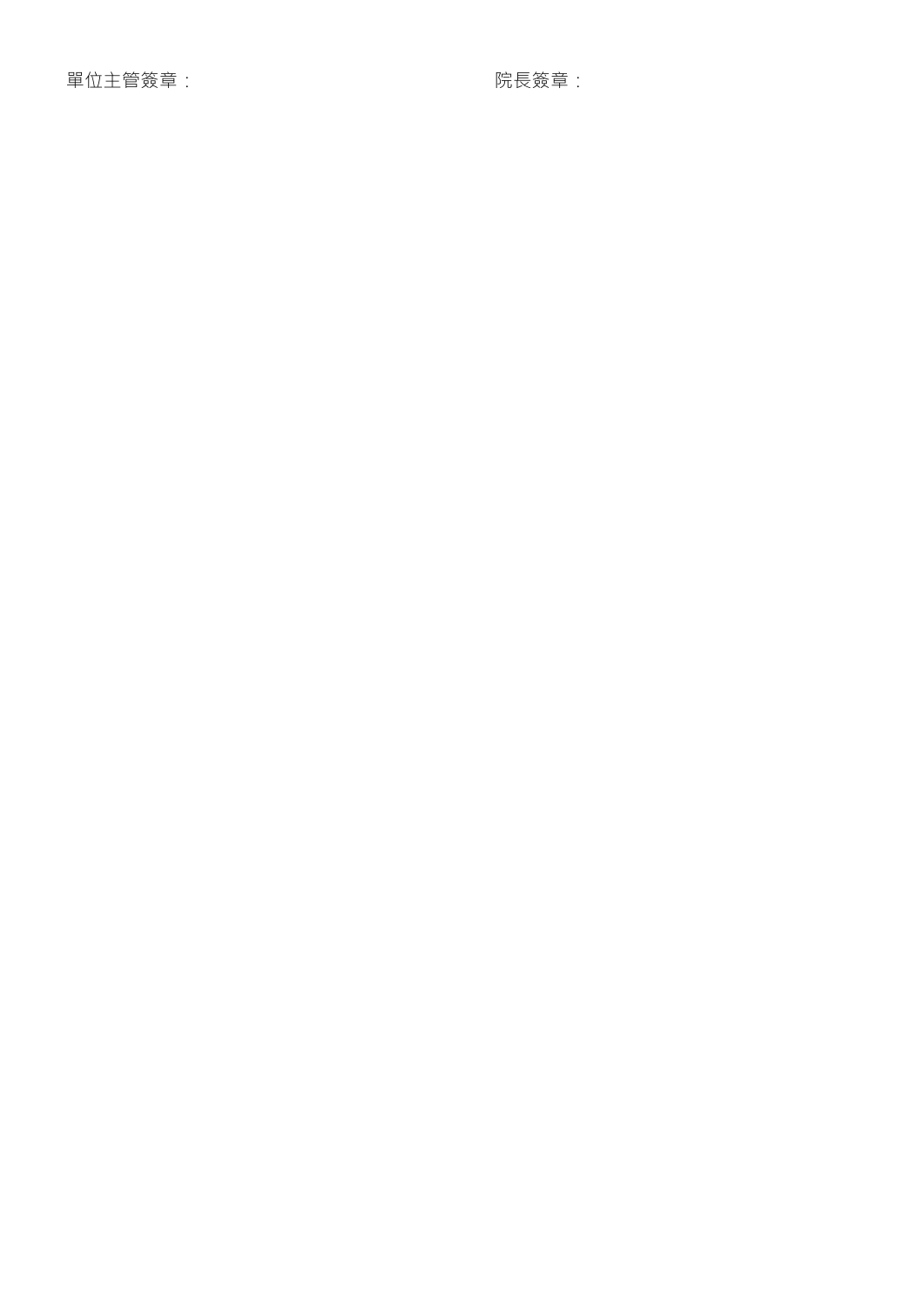單位主管簽章：　　　　　　　　　　　　　　院長簽章：